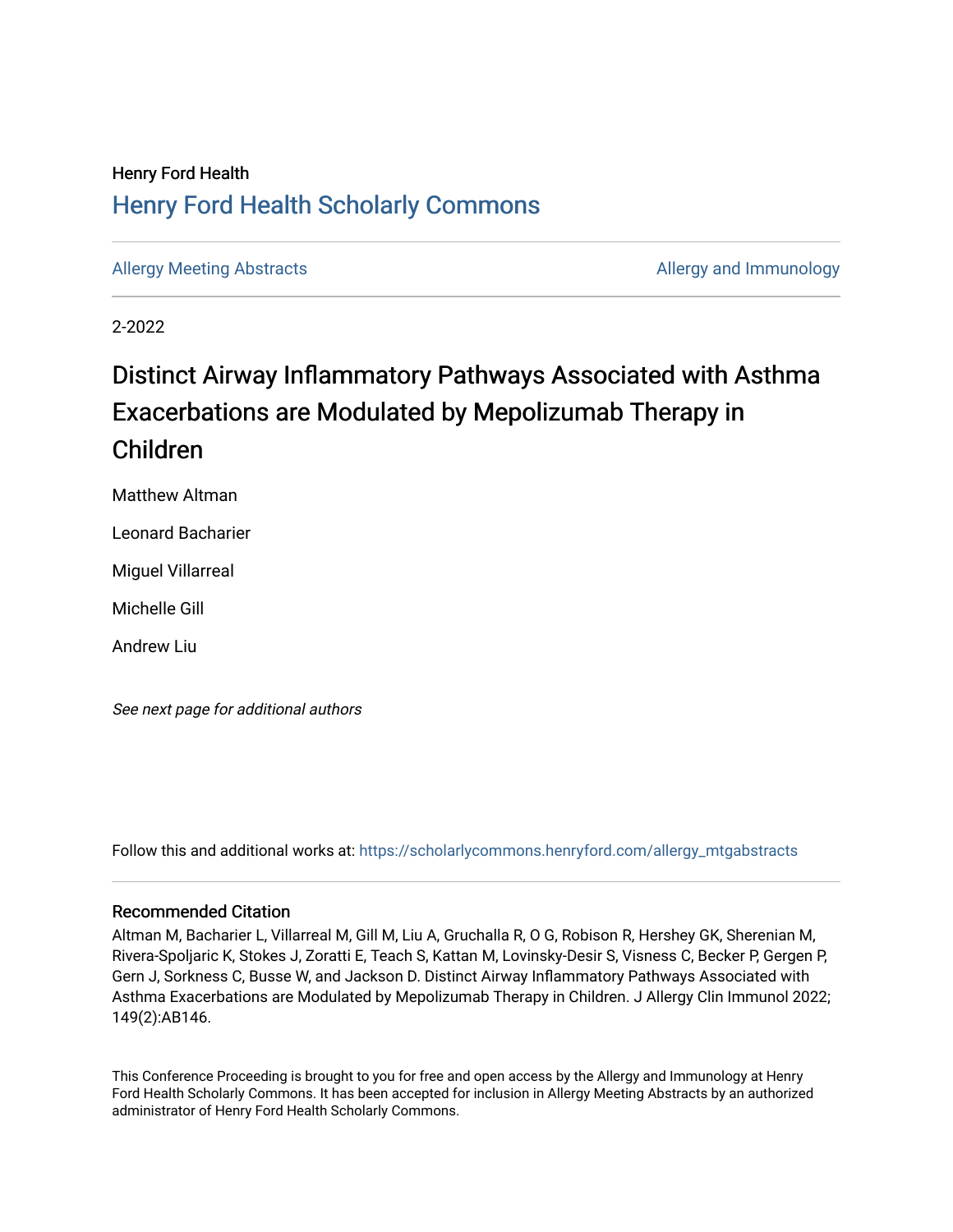Henry Ford Health

## Henry Ford Health Scholarly Commons

Allergy Meeting Abstracts | Allergy and Immunology

2-2022

# Distinct Airway Inflammatory Pathways Associated with Asthma Exacerbations are Modulated by Mepolizumab Therapy in Children

Matthew Altman

Leonard Bacharier

Miguel Villarreal

Michelle Gill

Andrew Liu

*See next page for additional authors*

Follow this and additional works at: https://scholarlycommons.henryford.com/allergy_mtgabstracts

### Recommended Citation

Altman M, Bacharier L, Villarreal M, Gill M, Liu A, Gruchalla R, O G, Robison R, Hershey GK, Sherenian M, Rivera-Spoljaric K, Stokes J, Zoratti E, Teach S, Kattan M, Lovinsky-Desir S, Visness C, Becker P, Gergen P, Gern J, Sorkness C, Busse W, and Jackson D. Distinct Airway Inflammatory Pathways Associated with Asthma Exacerbations are Modulated by Mepolizumab Therapy in Children. J Allergy Clin Immunol 2022; 149(2):AB146.

This Conference Proceeding is brought to you for free and open access by the Allergy and Immunology at Henry Ford Health Scholarly Commons. It has been accepted for inclusion in Allergy Meeting Abstracts by an authorized administrator of Henry Ford Health Scholarly Commons.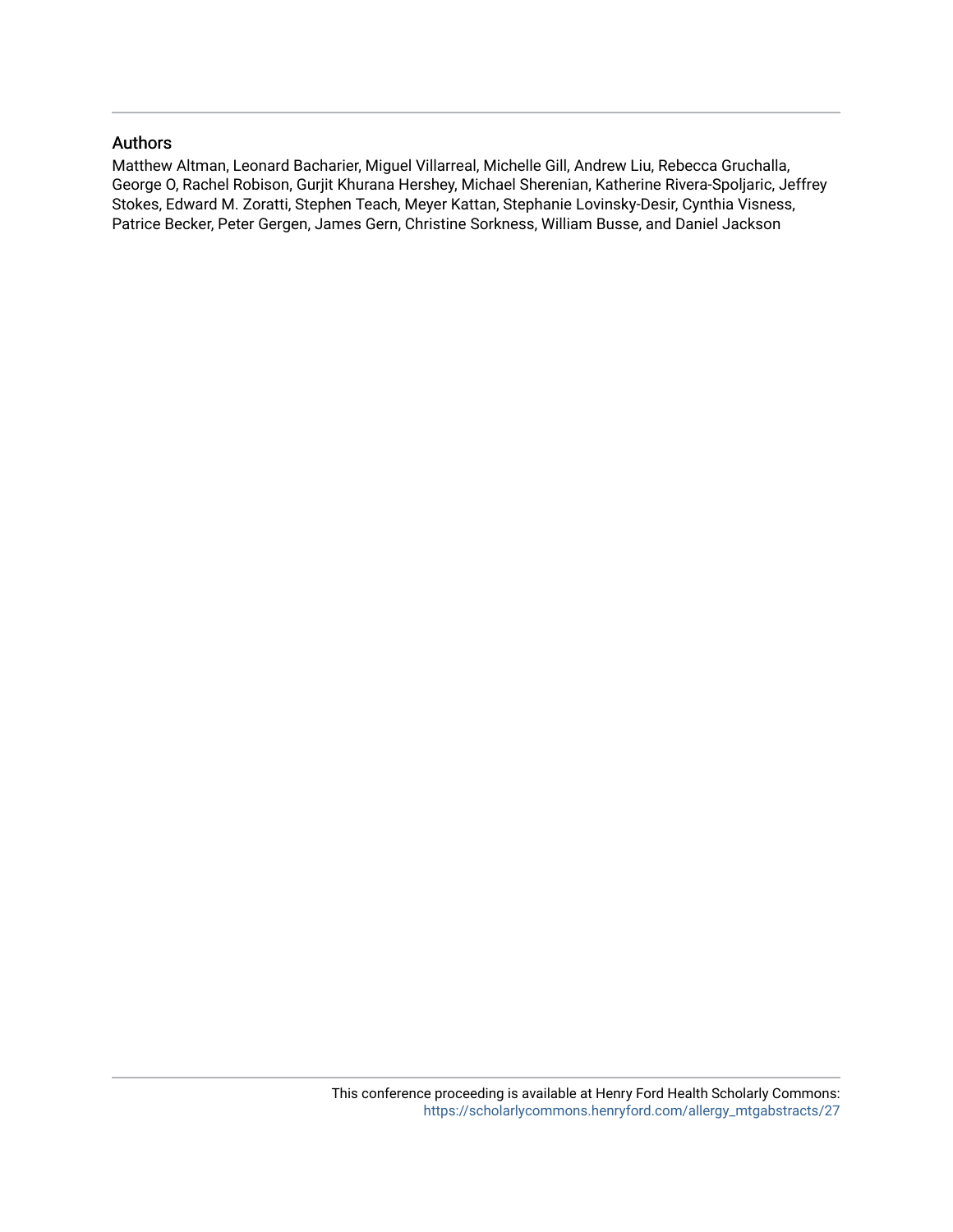## Authors

Matthew Altman, Leonard Bacharier, Miguel Villarreal, Michelle Gill, Andrew Liu, Rebecca Gruchalla, George O, Rachel Robison, Gurjit Khurana Hershey, Michael Sherenian, Katherine Rivera-Spoljaric, Jeffrey Stokes, Edward M. Zoratti, Stephen Teach, Meyer Kattan, Stephanie Lovinsky-Desir, Cynthia Visness, Patrice Becker, Peter Gergen, James Gern, Christine Sorkness, William Busse, and Daniel Jackson

This conference proceeding is available at Henry Ford Health Scholarly Commons: https://scholarlycommons.henryford.com/allergy_mtgabstracts/27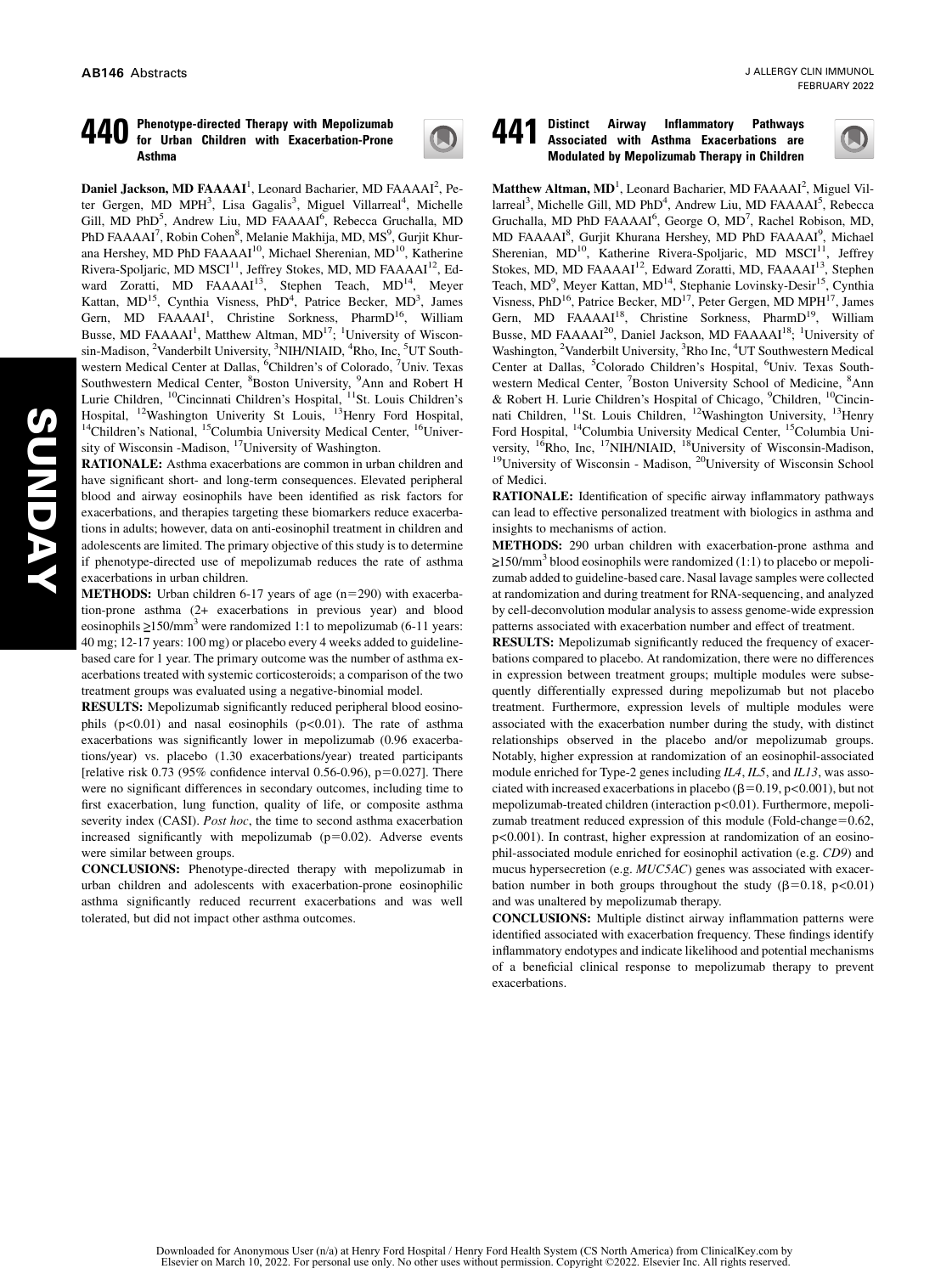## 440 Phenotype-directed Therapy with Mepolizumab for Urban Children with Exacerbation-Prone Asthma

**Daniel Jackson, MD FAAAAI**[1], Leonard Bacharier, MD FAAAAI[2], Peter Gergen, MD MPH[3], Lisa Gagalis[3], Miguel Villarreal[4], Michelle Gill, MD PhD[5], Andrew Liu, MD FAAAAI[6], Rebecca Gruchalla, MD PhD FAAAAI[7], Robin Cohen[8], Melanie Makhija, MD, MS[9], Gurjit Khurana Hershey, MD PhD FAAAAI[10], Michael Sherenian, MD[10], Katherine Rivera-Spoljaric, MD MSCI[11], Jeffrey Stokes, MD, MD FAAAAI[12], Edward Zoratti, MD FAAAAI[13], Stephen Teach, MD[14], Meyer Kattan, MD[15], Cynthia Visness, PhD[4], Patrice Becker, MD[3], James Gern, MD FAAAAI[1], Christine Sorkness, PharmD[16], William Busse, MD FAAAAI[1], Matthew Altman, MD[17]; [1]University of Wisconsin-Madison, [2]Vanderbilt University, [3]NIH/NIAID, [4]Rho, Inc, [5]UT Southwestern Medical Center at Dallas, [6]Children's of Colorado, [7]Univ. Texas Southwestern Medical Center, [8]Boston University, [9]Ann and Robert H Lurie Children, [10]Cincinnati Children's Hospital, [11]St. Louis Children's Hospital, [12]Washington Univerity St Louis, [13]Henry Ford Hospital, [14]Children's National, [15]Columbia University Medical Center, [16]University of Wisconsin -Madison, [17]University of Washington.

**RATIONALE:** Asthma exacerbations are common in urban children and have significant short- and long-term consequences. Elevated peripheral blood and airway eosinophils have been identified as risk factors for exacerbations, and therapies targeting these biomarkers reduce exacerbations in adults; however, data on anti-eosinophil treatment in children and adolescents are limited. The primary objective of this study is to determine if phenotype-directed use of mepolizumab reduces the rate of asthma exacerbations in urban children.

**METHODS:** Urban children 6-17 years of age (n=290) with exacerbation-prone asthma (2+ exacerbations in previous year) and blood eosinophils $\geq$150/mm$^3$ were randomized 1:1 to mepolizumab (6-11 years: 40 mg; 12-17 years: 100 mg) or placebo every 4 weeks added to guideline-based care for 1 year. The primary outcome was the number of asthma exacerbations treated with systemic corticosteroids; a comparison of the two treatment groups was evaluated using a negative-binomial model.

**RESULTS:** Mepolizumab significantly reduced peripheral blood eosinophils ($p<0.01$) and nasal eosinophils ($p<0.01$). The rate of asthma exacerbations was significantly lower in mepolizumab (0.96 exacerbations/year) vs. placebo (1.30 exacerbations/year) treated participants [relative risk 0.73 (95% confidence interval 0.56-0.96), $p=0.027$]. There were no significant differences in secondary outcomes, including time to first exacerbation, lung function, quality of life, or composite asthma severity index (CASI). *Post hoc*, the time to second asthma exacerbation increased significantly with mepolizumab ($p=0.02$). Adverse events were similar between groups.

**CONCLUSIONS:** Phenotype-directed therapy with mepolizumab in urban children and adolescents with exacerbation-prone eosinophilic asthma significantly reduced recurrent exacerbations and was well tolerated, but did not impact other asthma outcomes.

## 441 Distinct Airway Inflammatory Pathways Associated with Asthma Exacerbations are Modulated by Mepolizumab Therapy in Children

**Matthew Altman, MD**[1], Leonard Bacharier, MD FAAAAI[2], Miguel Villarreal[3], Michelle Gill, MD PhD[4], Andrew Liu, MD FAAAAI[5], Rebecca Gruchalla, MD PhD FAAAAI[6], George O, MD[7], Rachel Robison, MD, MD FAAAAI[8], Gurjit Khurana Hershey, MD PhD FAAAAI[9], Michael Sherenian, MD[10], Katherine Rivera-Spoljaric, MD MSCI[11], Jeffrey Stokes, MD, MD FAAAAI[12], Edward Zoratti, MD, FAAAAI[13], Stephen Teach, MD[9], Meyer Kattan, MD[14], Stephanie Lovinsky-Desir[15], Cynthia Visness, PhD[16], Patrice Becker, MD[17], Peter Gergen, MD MPH[17], James Gern, MD FAAAAI[18], Christine Sorkness, PharmD[19], William Busse, MD FAAAAI[20], Daniel Jackson, MD FAAAAI[18]; [1]University of Washington, [2]Vanderbilt University, [3]Rho Inc, [4]UT Southwestern Medical Center at Dallas, [5]Colorado Children's Hospital, [6]Univ. Texas Southwestern Medical Center, [7]Boston University School of Medicine, [8]Ann & Robert H. Lurie Children's Hospital of Chicago, [9]Children, [10]Cincinnati Children, [11]St. Louis Children, [12]Washington University, [13]Henry Ford Hospital, [14]Columbia University Medical Center, [15]Columbia University, [16]Rho, Inc, [17]NIH/NIAID, [18]University of Wisconsin-Madison, [19]University of Wisconsin - Madison, [20]University of Wisconsin School of Medici.

**RATIONALE:** Identification of specific airway inflammatory pathways can lead to effective personalized treatment with biologics in asthma and insights to mechanisms of action.

**METHODS:** 290 urban children with exacerbation-prone asthma and $\geq$150/mm$^3$ blood eosinophils were randomized (1:1) to placebo or mepolizumab added to guideline-based care. Nasal lavage samples were collected at randomization and during treatment for RNA-sequencing, and analyzed by cell-deconvolution modular analysis to assess genome-wide expression patterns associated with exacerbation number and effect of treatment.

**RESULTS:** Mepolizumab significantly reduced the frequency of exacerbations compared to placebo. At randomization, there were no differences in expression between treatment groups; multiple modules were subsequently differentially expressed during mepolizumab but not placebo treatment. Furthermore, expression levels of multiple modules were associated with the exacerbation number during the study, with distinct relationships observed in the placebo and/or mepolizumab groups. Notably, higher expression at randomization of an eosinophil-associated module enriched for Type-2 genes including *IL4*, *IL5*, and *IL13*, was associated with increased exacerbations in placebo ($\beta=0.19$, $p<0.001$), but not mepolizumab-treated children (interaction $p<0.01$). Furthermore, mepolizumab treatment reduced expression of this module (Fold-change=0.62, $p<0.001$). In contrast, higher expression at randomization of an eosinophil-associated module enriched for eosinophil activation (e.g. *CD9*) and mucus hypersecretion (e.g. *MUC5AC*) genes was associated with exacerbation number in both groups throughout the study ($\beta=0.18$, $p<0.01$) and was unaltered by mepolizumab therapy.

**CONCLUSIONS:** Multiple distinct airway inflammation patterns were identified associated with exacerbation frequency. These findings identify inflammatory endotypes and indicate likelihood and potential mechanisms of a beneficial clinical response to mepolizumab therapy to prevent exacerbations.